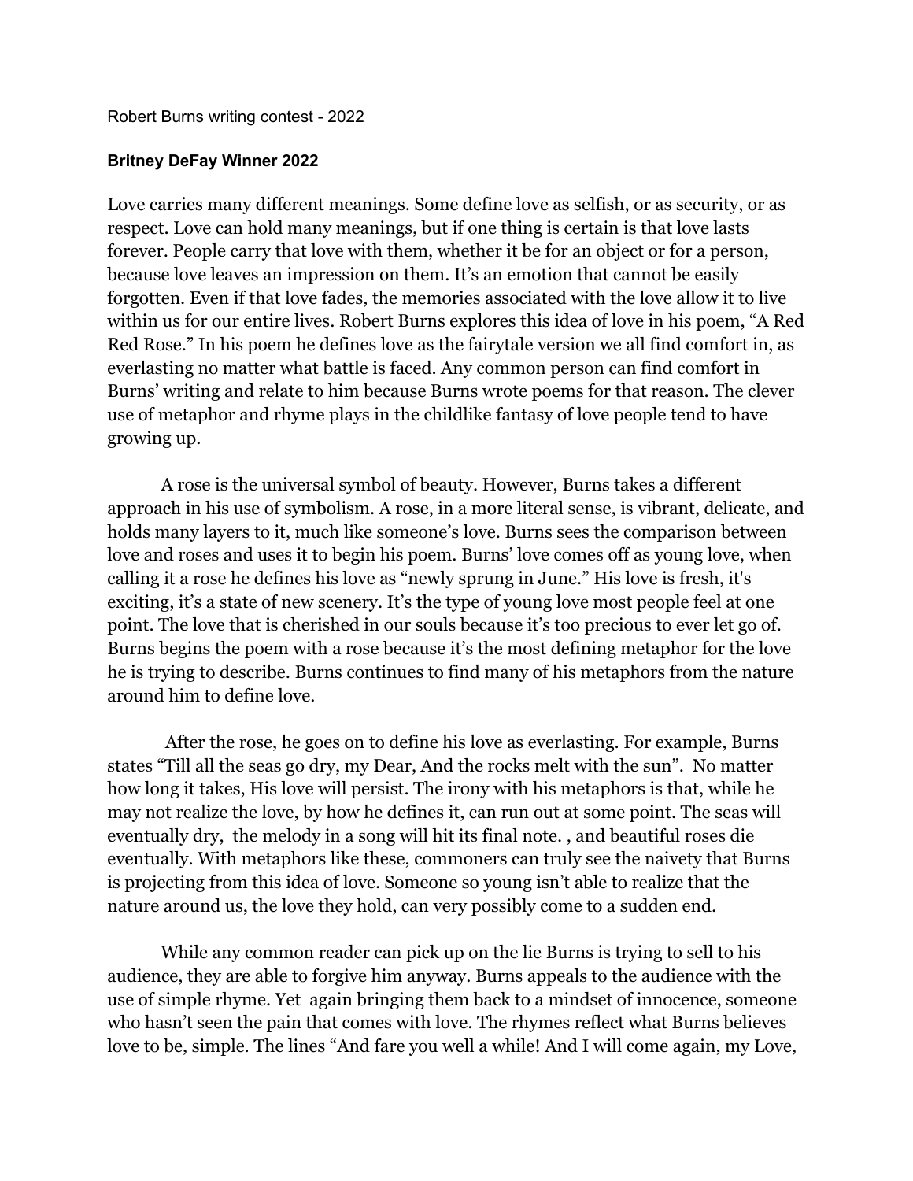Robert Burns writing contest - 2022

**Britney DeFay Winner 2022**

Love carries many different meanings. Some define love as selfish, or as security, or as respect. Love can hold many meanings, but if one thing is certain is that love lasts forever. People carry that love with them, whether it be for an object or for a person, because love leaves an impression on them. It's an emotion that cannot be easily forgotten. Even if that love fades, the memories associated with the love allow it to live within us for our entire lives. Robert Burns explores this idea of love in his poem, "A Red Red Rose." In his poem he defines love as the fairytale version we all find comfort in, as everlasting no matter what battle is faced. Any common person can find comfort in Burns' writing and relate to him because Burns wrote poems for that reason. The clever use of metaphor and rhyme plays in the childlike fantasy of love people tend to have growing up.

A rose is the universal symbol of beauty. However, Burns takes a different approach in his use of symbolism. A rose, in a more literal sense, is vibrant, delicate, and holds many layers to it, much like someone's love. Burns sees the comparison between love and roses and uses it to begin his poem. Burns' love comes off as young love, when calling it a rose he defines his love as "newly sprung in June." His love is fresh, it's exciting, it's a state of new scenery. It's the type of young love most people feel at one point. The love that is cherished in our souls because it's too precious to ever let go of. Burns begins the poem with a rose because it's the most defining metaphor for the love he is trying to describe. Burns continues to find many of his metaphors from the nature around him to define love.

After the rose, he goes on to define his love as everlasting. For example, Burns states "Till all the seas go dry, my Dear, And the rocks melt with the sun". No matter how long it takes, His love will persist. The irony with his metaphors is that, while he may not realize the love, by how he defines it, can run out at some point. The seas will eventually dry, the melody in a song will hit its final note. , and beautiful roses die eventually. With metaphors like these, commoners can truly see the naivety that Burns is projecting from this idea of love. Someone so young isn't able to realize that the nature around us, the love they hold, can very possibly come to a sudden end.

While any common reader can pick up on the lie Burns is trying to sell to his audience, they are able to forgive him anyway. Burns appeals to the audience with the use of simple rhyme. Yet again bringing them back to a mindset of innocence, someone who hasn't seen the pain that comes with love. The rhymes reflect what Burns believes love to be, simple. The lines "And fare you well a while! And I will come again, my Love,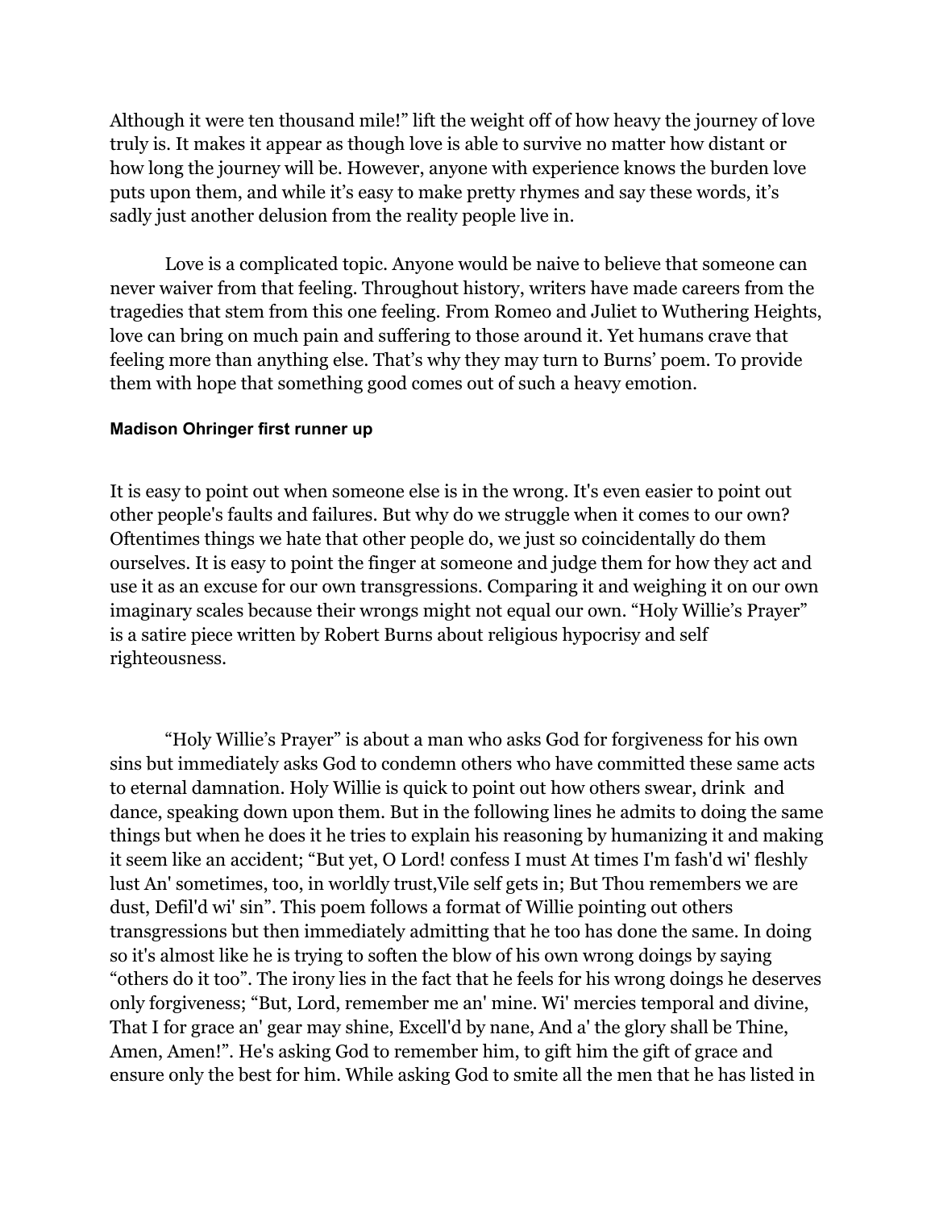Although it were ten thousand mile!" lift the weight off of how heavy the journey of love truly is. It makes it appear as though love is able to survive no matter how distant or how long the journey will be. However, anyone with experience knows the burden love puts upon them, and while it's easy to make pretty rhymes and say these words, it's sadly just another delusion from the reality people live in.

Love is a complicated topic. Anyone would be naive to believe that someone can never waiver from that feeling. Throughout history, writers have made careers from the tragedies that stem from this one feeling. From Romeo and Juliet to Wuthering Heights, love can bring on much pain and suffering to those around it. Yet humans crave that feeling more than anything else. That's why they may turn to Burns' poem. To provide them with hope that something good comes out of such a heavy emotion.

**Madison Ohringer first runner up**

It is easy to point out when someone else is in the wrong. It's even easier to point out other people's faults and failures. But why do we struggle when it comes to our own? Oftentimes things we hate that other people do, we just so coincidentally do them ourselves. It is easy to point the finger at someone and judge them for how they act and use it as an excuse for our own transgressions. Comparing it and weighing it on our own imaginary scales because their wrongs might not equal our own. "Holy Willie's Prayer" is a satire piece written by Robert Burns about religious hypocrisy and self righteousness.

"Holy Willie's Prayer" is about a man who asks God for forgiveness for his own sins but immediately asks God to condemn others who have committed these same acts to eternal damnation. Holy Willie is quick to point out how others swear, drink and dance, speaking down upon them. But in the following lines he admits to doing the same things but when he does it he tries to explain his reasoning by humanizing it and making it seem like an accident; "But yet, O Lord! confess I must At times I'm fash'd wi' fleshly lust An' sometimes, too, in worldly trust,Vile self gets in; But Thou remembers we are dust, Defil'd wi' sin". This poem follows a format of Willie pointing out others transgressions but then immediately admitting that he too has done the same. In doing so it's almost like he is trying to soften the blow of his own wrong doings by saying "others do it too". The irony lies in the fact that he feels for his wrong doings he deserves only forgiveness; "But, Lord, remember me an' mine. Wi' mercies temporal and divine, That I for grace an' gear may shine, Excell'd by nane, And a' the glory shall be Thine, Amen, Amen!". He's asking God to remember him, to gift him the gift of grace and ensure only the best for him. While asking God to smite all the men that he has listed in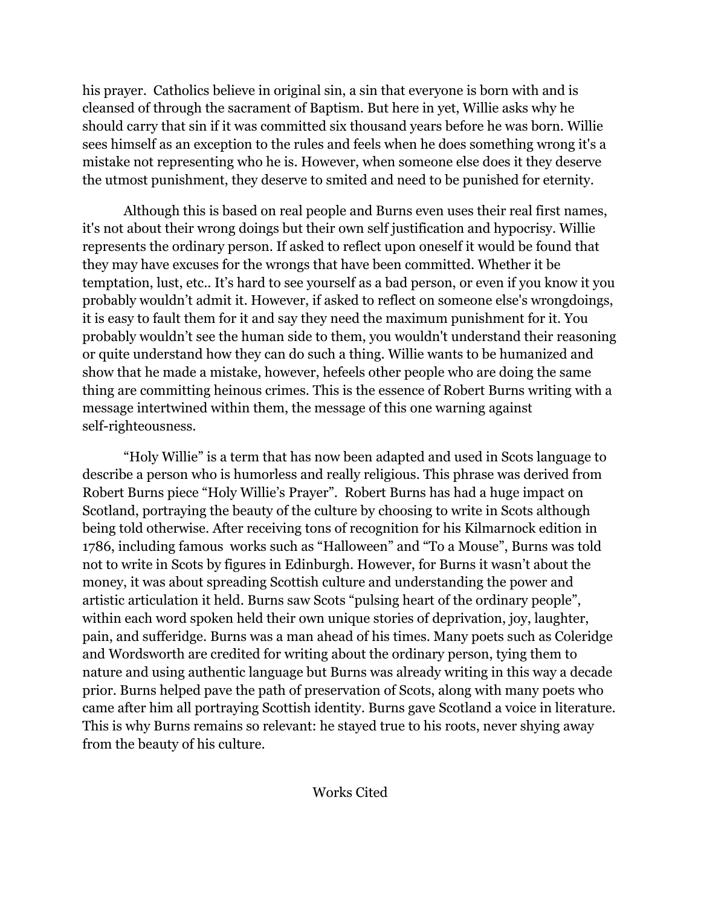his prayer.  Catholics believe in original sin, a sin that everyone is born with and is cleansed of through the sacrament of Baptism. But here in yet, Willie asks why he should carry that sin if it was committed six thousand years before he was born. Willie sees himself as an exception to the rules and feels when he does something wrong it's a mistake not representing who he is. However, when someone else does it they deserve the utmost punishment, they deserve to smited and need to be punished for eternity.

Although this is based on real people and Burns even uses their real first names, it's not about their wrong doings but their own self justification and hypocrisy. Willie represents the ordinary person. If asked to reflect upon oneself it would be found that they may have excuses for the wrongs that have been committed. Whether it be temptation, lust, etc.. It's hard to see yourself as a bad person, or even if you know it you probably wouldn't admit it. However, if asked to reflect on someone else's wrongdoings, it is easy to fault them for it and say they need the maximum punishment for it. You probably wouldn't see the human side to them, you wouldn't understand their reasoning or quite understand how they can do such a thing. Willie wants to be humanized and show that he made a mistake, however, hefeels other people who are doing the same thing are committing heinous crimes. This is the essence of Robert Burns writing with a message intertwined within them, the message of this one warning against self-righteousness.

"Holy Willie" is a term that has now been adapted and used in Scots language to describe a person who is humorless and really religious. This phrase was derived from Robert Burns piece "Holy Willie's Prayer".  Robert Burns has had a huge impact on Scotland, portraying the beauty of the culture by choosing to write in Scots although being told otherwise. After receiving tons of recognition for his Kilmarnock edition in 1786, including famous  works such as "Halloween" and "To a Mouse", Burns was told not to write in Scots by figures in Edinburgh. However, for Burns it wasn't about the money, it was about spreading Scottish culture and understanding the power and artistic articulation it held. Burns saw Scots "pulsing heart of the ordinary people", within each word spoken held their own unique stories of deprivation, joy, laughter, pain, and sufferidge. Burns was a man ahead of his times. Many poets such as Coleridge and Wordsworth are credited for writing about the ordinary person, tying them to nature and using authentic language but Burns was already writing in this way a decade prior. Burns helped pave the path of preservation of Scots, along with many poets who came after him all portraying Scottish identity. Burns gave Scotland a voice in literature. This is why Burns remains so relevant: he stayed true to his roots, never shying away from the beauty of his culture.

Works Cited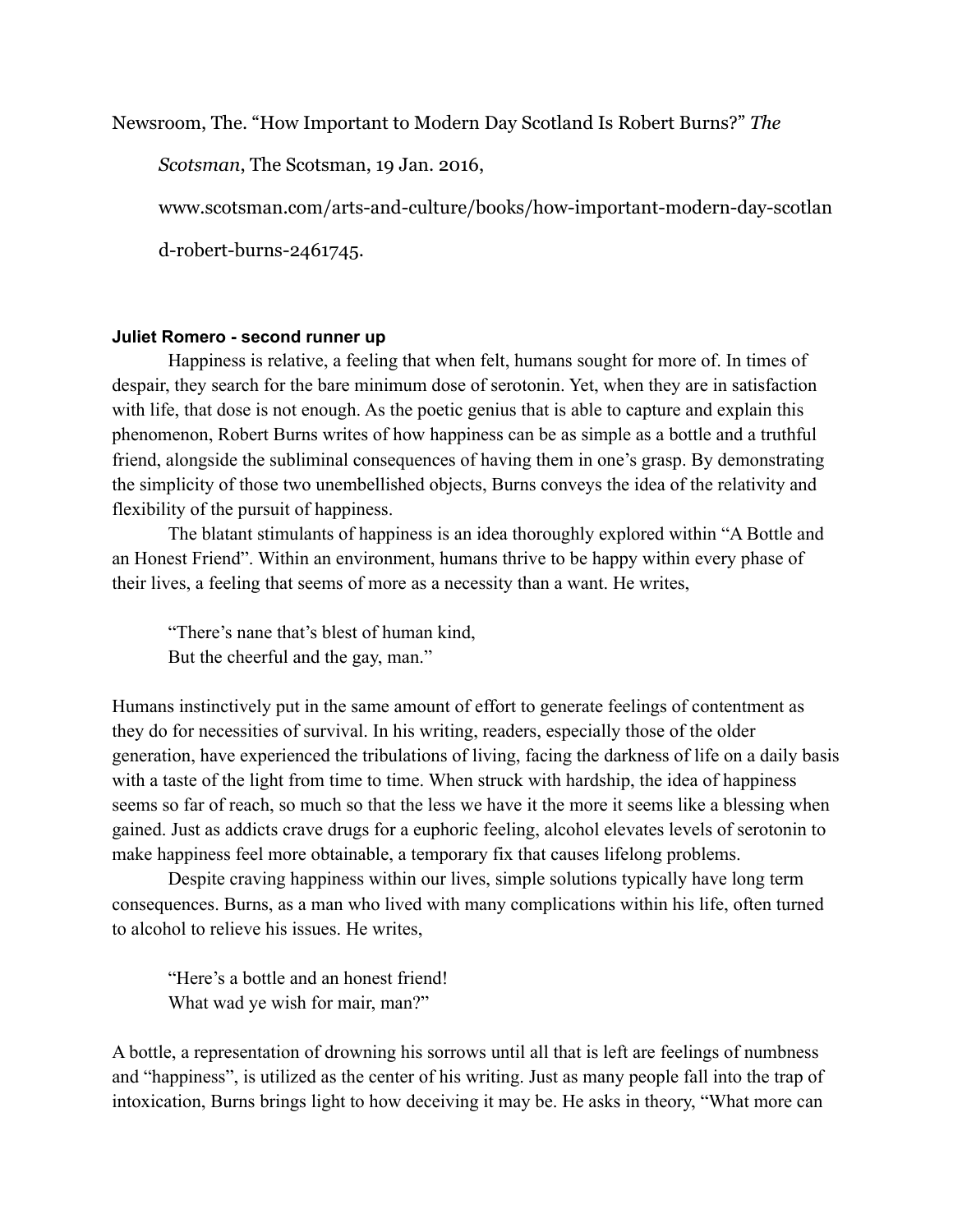Newsroom, The. “How Important to Modern Day Scotland Is Robert Burns?” *The Scotsman*, The Scotsman, 19 Jan. 2016, www.scotsman.com/arts-and-culture/books/how-important-modern-day-scotland-robert-burns-2461745.

**Juliet Romero - second runner up**

Happiness is relative, a feeling that when felt, humans sought for more of. In times of despair, they search for the bare minimum dose of serotonin. Yet, when they are in satisfaction with life, that dose is not enough. As the poetic genius that is able to capture and explain this phenomenon, Robert Burns writes of how happiness can be as simple as a bottle and a truthful friend, alongside the subliminal consequences of having them in one’s grasp. By demonstrating the simplicity of those two unembellished objects, Burns conveys the idea of the relativity and flexibility of the pursuit of happiness.

The blatant stimulants of happiness is an idea thoroughly explored within “A Bottle and an Honest Friend”. Within an environment, humans thrive to be happy within every phase of their lives, a feeling that seems of more as a necessity than a want. He writes,

> “There’s nane that’s blest of human kind,
> But the cheerful and the gay, man.”

Humans instinctively put in the same amount of effort to generate feelings of contentment as they do for necessities of survival. In his writing, readers, especially those of the older generation, have experienced the tribulations of living, facing the darkness of life on a daily basis with a taste of the light from time to time. When struck with hardship, the idea of happiness seems so far of reach, so much so that the less we have it the more it seems like a blessing when gained. Just as addicts crave drugs for a euphoric feeling, alcohol elevates levels of serotonin to make happiness feel more obtainable, a temporary fix that causes lifelong problems.

Despite craving happiness within our lives, simple solutions typically have long term consequences. Burns, as a man who lived with many complications within his life, often turned to alcohol to relieve his issues. He writes,

> “Here’s a bottle and an honest friend!
> What wad ye wish for mair, man?”

A bottle, a representation of drowning his sorrows until all that is left are feelings of numbness and “happiness”, is utilized as the center of his writing. Just as many people fall into the trap of intoxication, Burns brings light to how deceiving it may be. He asks in theory, “What more can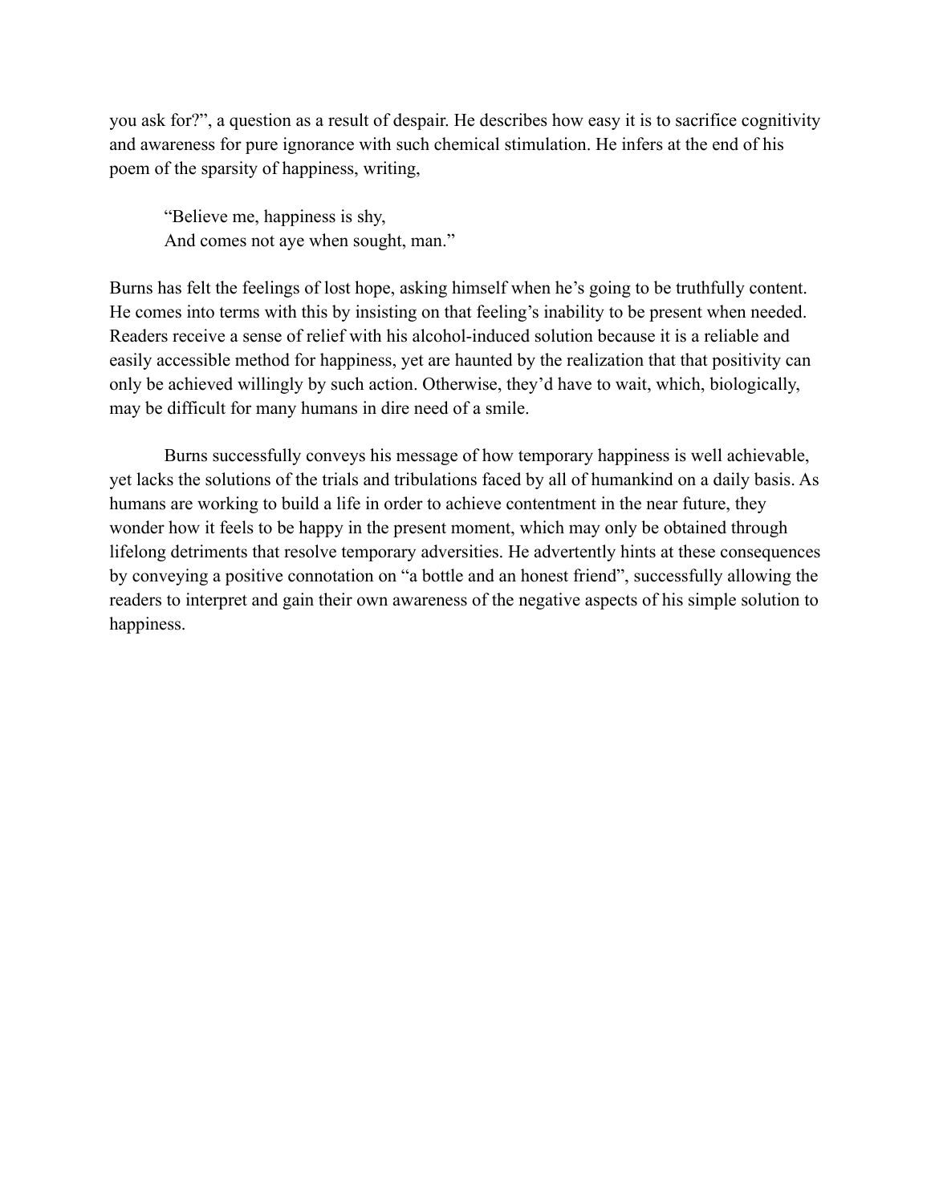you ask for?", a question as a result of despair. He describes how easy it is to sacrifice cognitivity and awareness for pure ignorance with such chemical stimulation. He infers at the end of his poem of the sparsity of happiness, writing,

> "Believe me, happiness is shy,
> And comes not aye when sought, man."

Burns has felt the feelings of lost hope, asking himself when he's going to be truthfully content. He comes into terms with this by insisting on that feeling's inability to be present when needed. Readers receive a sense of relief with his alcohol-induced solution because it is a reliable and easily accessible method for happiness, yet are haunted by the realization that that positivity can only be achieved willingly by such action. Otherwise, they'd have to wait, which, biologically, may be difficult for many humans in dire need of a smile.

Burns successfully conveys his message of how temporary happiness is well achievable, yet lacks the solutions of the trials and tribulations faced by all of humankind on a daily basis. As humans are working to build a life in order to achieve contentment in the near future, they wonder how it feels to be happy in the present moment, which may only be obtained through lifelong detriments that resolve temporary adversities. He advertently hints at these consequences by conveying a positive connotation on "a bottle and an honest friend", successfully allowing the readers to interpret and gain their own awareness of the negative aspects of his simple solution to happiness.